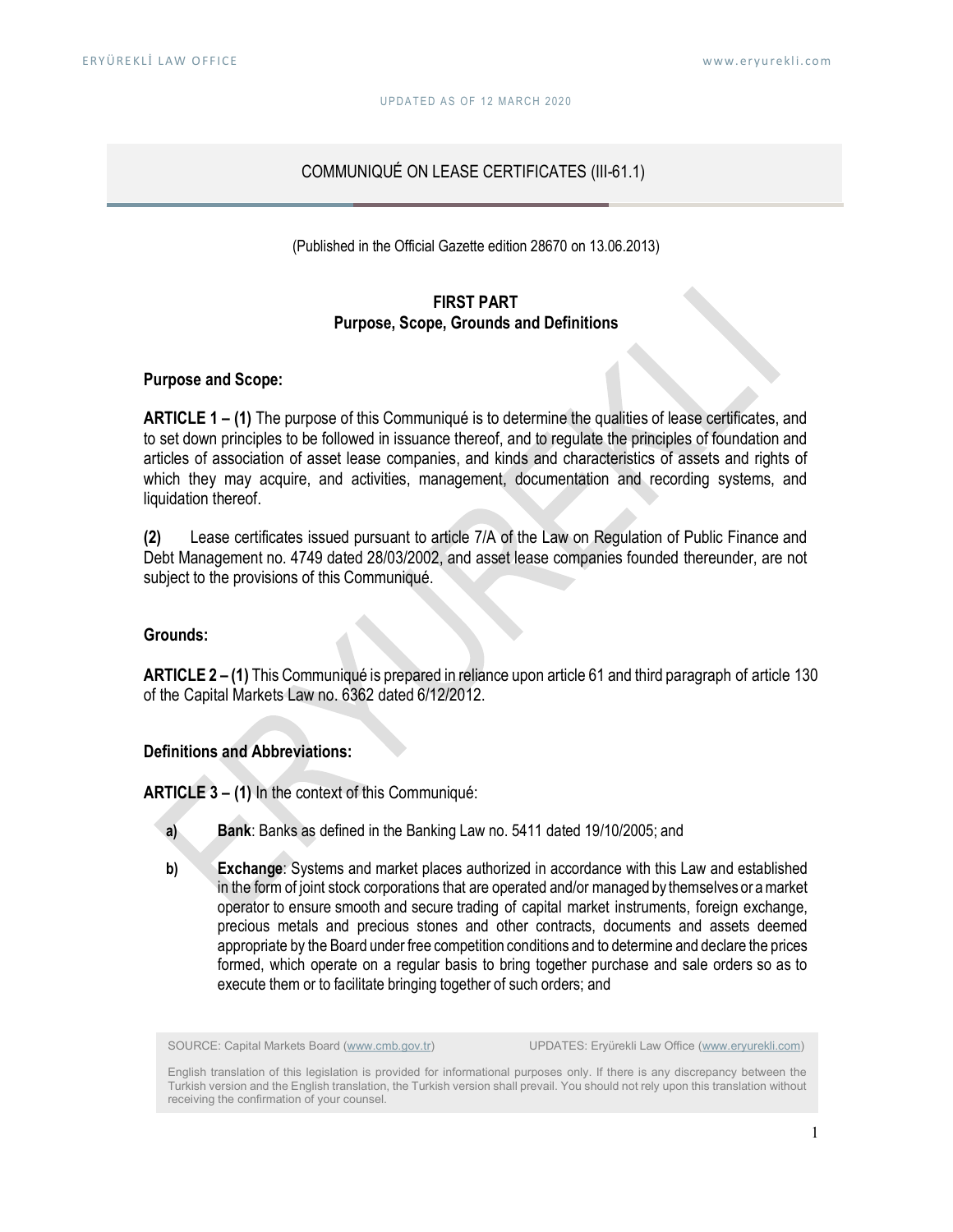UPDATED AS OF 12 MARCH 2020

# COMMUNIQUÉ ON LEASE CERTIFICATES (III-61.1)

(Published in the Official Gazette edition 28670 on 13.06.2013)

## FIRST PART
## Purpose, Scope, Grounds and Definitions

### Purpose and Scope:

**ARTICLE 1 – (1)** The purpose of this Communiqué is to determine the qualities of lease certificates, and to set down principles to be followed in issuance thereof, and to regulate the principles of foundation and articles of association of asset lease companies, and kinds and characteristics of assets and rights of which they may acquire, and activities, management, documentation and recording systems, and liquidation thereof.

**(2)** Lease certificates issued pursuant to article 7/A of the Law on Regulation of Public Finance and Debt Management no. 4749 dated 28/03/2002, and asset lease companies founded thereunder, are not subject to the provisions of this Communiqué.

### Grounds:

**ARTICLE 2 – (1)** This Communiqué is prepared in reliance upon article 61 and third paragraph of article 130 of the Capital Markets Law no. 6362 dated 6/12/2012.

### Definitions and Abbreviations:

**ARTICLE 3 – (1)** In the context of this Communiqué:

**a)** **Bank**: Banks as defined in the Banking Law no. 5411 dated 19/10/2005; and

**b)** **Exchange**: Systems and market places authorized in accordance with this Law and established in the form of joint stock corporations that are operated and/or managed by themselves or a market operator to ensure smooth and secure trading of capital market instruments, foreign exchange, precious metals and precious stones and other contracts, documents and assets deemed appropriate by the Board under free competition conditions and to determine and declare the prices formed, which operate on a regular basis to bring together purchase and sale orders so as to execute them or to facilitate bringing together of such orders; and

SOURCE: Capital Markets Board (www.cmb.gov.tr) UPDATES: Eryürekli Law Office (www.eryurekli.com)

English translation of this legislation is provided for informational purposes only. If there is any discrepancy between the Turkish version and the English translation, the Turkish version shall prevail. You should not rely upon this translation without receiving the confirmation of your counsel.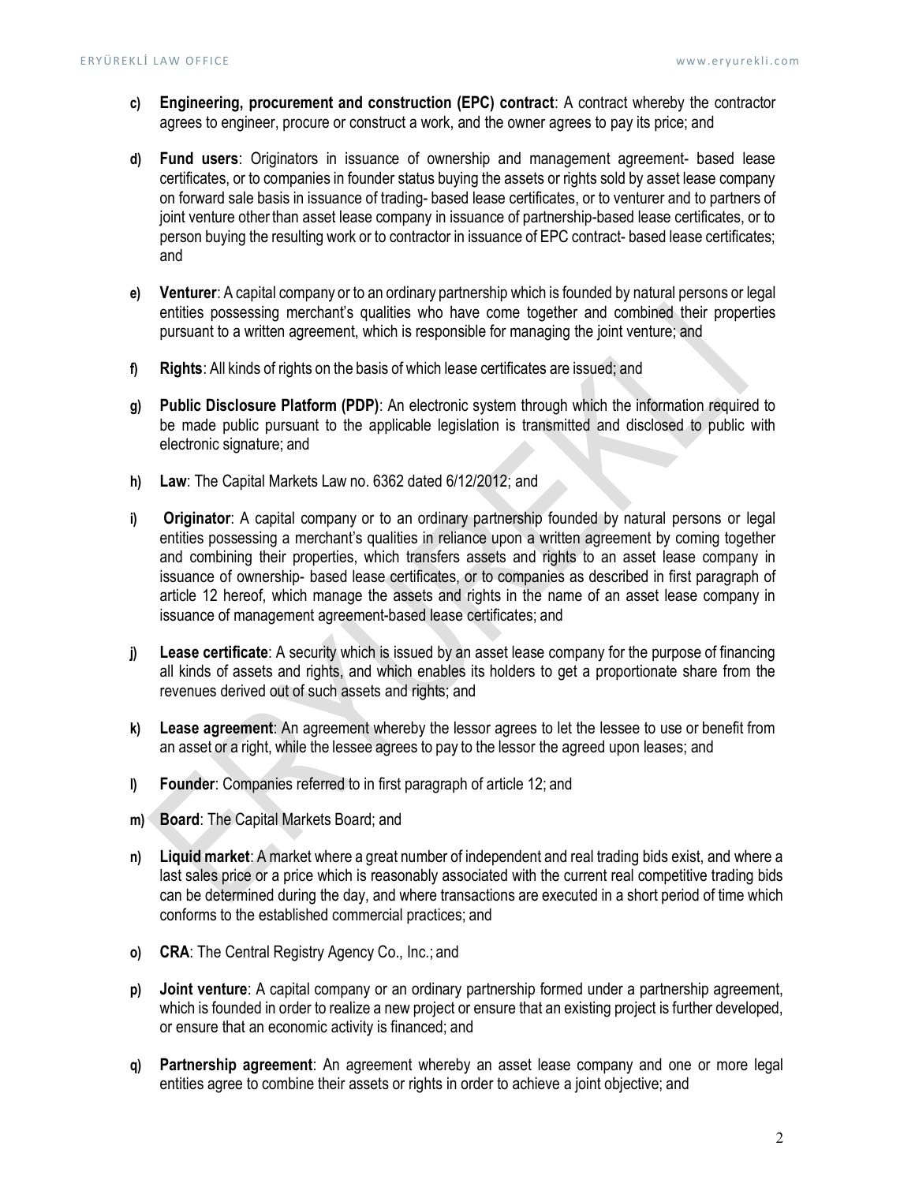- **c) Engineering, procurement and construction (EPC) contract**: A contract whereby the contractor agrees to engineer, procure or construct a work, and the owner agrees to pay its price; and

- **d) Fund users**: Originators in issuance of ownership and management agreement- based lease certificates, or to companies in founder status buying the assets or rights sold by asset lease company on forward sale basis in issuance of trading- based lease certificates, or to venturer and to partners of joint venture other than asset lease company in issuance of partnership-based lease certificates, or to person buying the resulting work or to contractor in issuance of EPC contract- based lease certificates; and

- **e) Venturer**: A capital company or to an ordinary partnership which is founded by natural persons or legal entities possessing merchant's qualities who have come together and combined their properties pursuant to a written agreement, which is responsible for managing the joint venture; and

- **f) Rights**: All kinds of rights on the basis of which lease certificates are issued; and

- **g) Public Disclosure Platform (PDP)**: An electronic system through which the information required to be made public pursuant to the applicable legislation is transmitted and disclosed to public with electronic signature; and

- **h) Law**: The Capital Markets Law no. 6362 dated 6/12/2012; and

- **i) Originator**: A capital company or to an ordinary partnership founded by natural persons or legal entities possessing a merchant's qualities in reliance upon a written agreement by coming together and combining their properties, which transfers assets and rights to an asset lease company in issuance of ownership- based lease certificates, or to companies as described in first paragraph of article 12 hereof, which manage the assets and rights in the name of an asset lease company in issuance of management agreement-based lease certificates; and

- **j) Lease certificate**: A security which is issued by an asset lease company for the purpose of financing all kinds of assets and rights, and which enables its holders to get a proportionate share from the revenues derived out of such assets and rights; and

- **k) Lease agreement**: An agreement whereby the lessor agrees to let the lessee to use or benefit from an asset or a right, while the lessee agrees to pay to the lessor the agreed upon leases; and

- **l) Founder**: Companies referred to in first paragraph of article 12; and

- **m) Board**: The Capital Markets Board; and

- **n) Liquid market**: A market where a great number of independent and real trading bids exist, and where a last sales price or a price which is reasonably associated with the current real competitive trading bids can be determined during the day, and where transactions are executed in a short period of time which conforms to the established commercial practices; and

- **o) CRA**: The Central Registry Agency Co., Inc.; and

- **p) Joint venture**: A capital company or an ordinary partnership formed under a partnership agreement, which is founded in order to realize a new project or ensure that an existing project is further developed, or ensure that an economic activity is financed; and

- **q) Partnership agreement**: An agreement whereby an asset lease company and one or more legal entities agree to combine their assets or rights in order to achieve a joint objective; and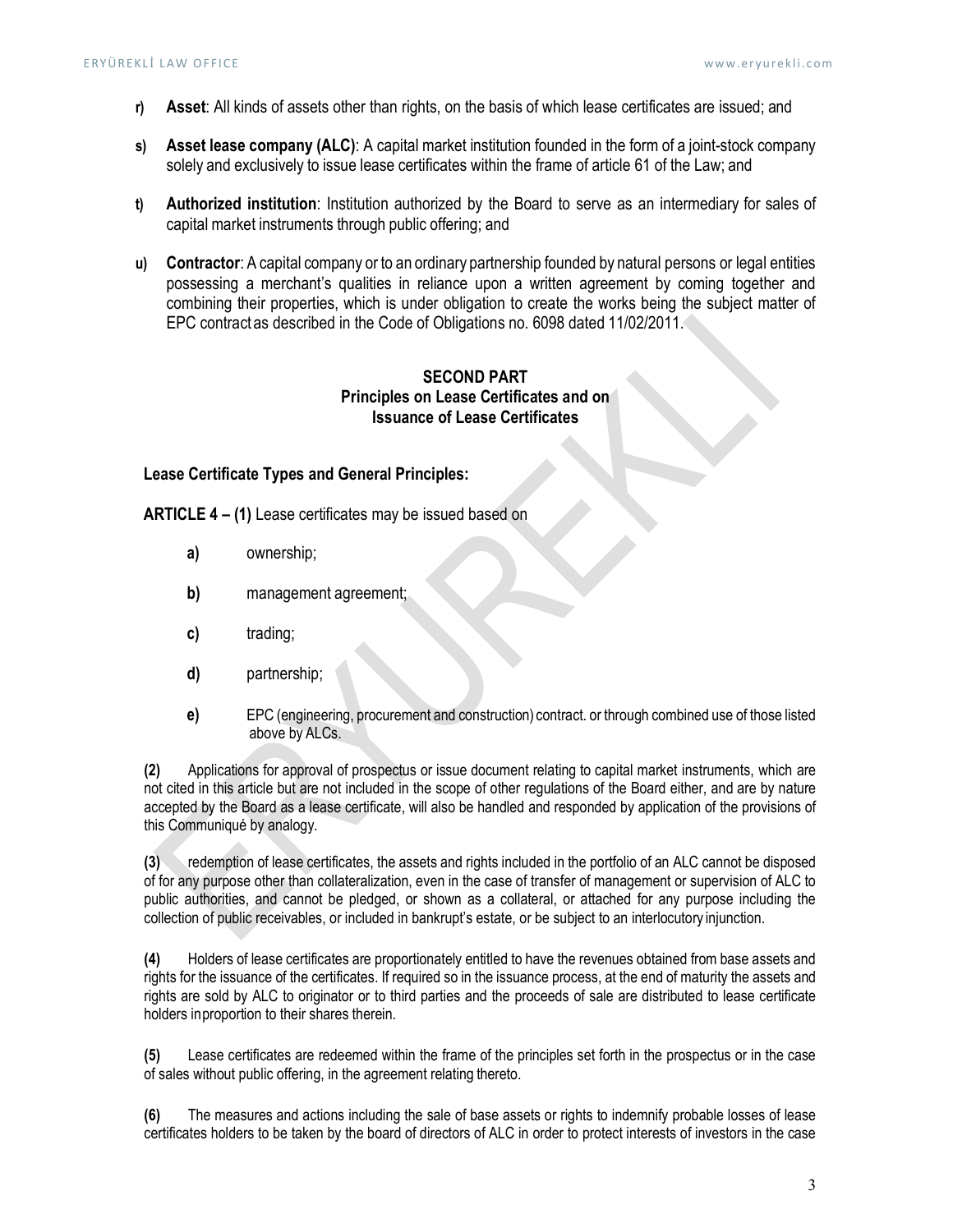- **r) Asset**: All kinds of assets other than rights, on the basis of which lease certificates are issued; and

- **s) Asset lease company (ALC)**: A capital market institution founded in the form of a joint-stock company solely and exclusively to issue lease certificates within the frame of article 61 of the Law; and

- **t) Authorized institution**: Institution authorized by the Board to serve as an intermediary for sales of capital market instruments through public offering; and

- **u) Contractor**: A capital company or to an ordinary partnership founded by natural persons or legal entities possessing a merchant's qualities in reliance upon a written agreement by coming together and combining their properties, which is under obligation to create the works being the subject matter of EPC contract as described in the Code of Obligations no. 6098 dated 11/02/2011.

## SECOND PART
## Principles on Lease Certificates and on Issuance of Lease Certificates

### Lease Certificate Types and General Principles:

**ARTICLE 4 – (1)** Lease certificates may be issued based on

- **a)** ownership;
- **b)** management agreement;
- **c)** trading;
- **d)** partnership;
- **e)** EPC (engineering, procurement and construction) contract. or through combined use of those listed above by ALCs.

**(2)** Applications for approval of prospectus or issue document relating to capital market instruments, which are not cited in this article but are not included in the scope of other regulations of the Board either, and are by nature accepted by the Board as a lease certificate, will also be handled and responded by application of the provisions of this Communiqué by analogy.

**(3)** redemption of lease certificates, the assets and rights included in the portfolio of an ALC cannot be disposed of for any purpose other than collateralization, even in the case of transfer of management or supervision of ALC to public authorities, and cannot be pledged, or shown as a collateral, or attached for any purpose including the collection of public receivables, or included in bankrupt's estate, or be subject to an interlocutory injunction.

**(4)** Holders of lease certificates are proportionately entitled to have the revenues obtained from base assets and rights for the issuance of the certificates. If required so in the issuance process, at the end of maturity the assets and rights are sold by ALC to originator or to third parties and the proceeds of sale are distributed to lease certificate holders in proportion to their shares therein.

**(5)** Lease certificates are redeemed within the frame of the principles set forth in the prospectus or in the case of sales without public offering, in the agreement relating thereto.

**(6)** The measures and actions including the sale of base assets or rights to indemnify probable losses of lease certificates holders to be taken by the board of directors of ALC in order to protect interests of investors in the case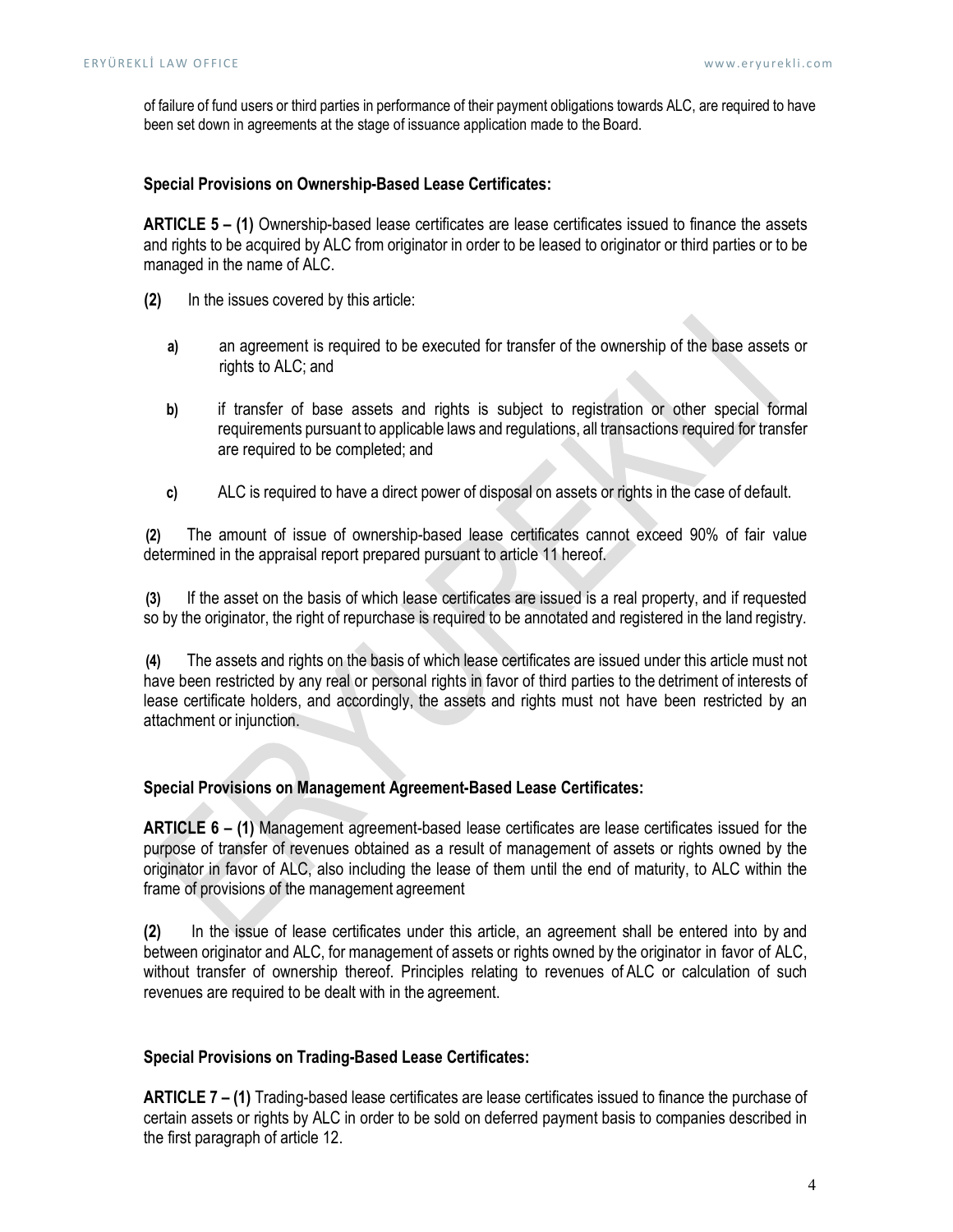of failure of fund users or third parties in performance of their payment obligations towards ALC, are required to have been set down in agreements at the stage of issuance application made to the Board.

**Special Provisions on Ownership-Based Lease Certificates:**

**ARTICLE 5 – (1)** Ownership-based lease certificates are lease certificates issued to finance the assets and rights to be acquired by ALC from originator in order to be leased to originator or third parties or to be managed in the name of ALC.

**(2)** In the issues covered by this article:

- **a)** an agreement is required to be executed for transfer of the ownership of the base assets or rights to ALC; and
- **b)** if transfer of base assets and rights is subject to registration or other special formal requirements pursuant to applicable laws and regulations, all transactions required for transfer are required to be completed; and
- **c)** ALC is required to have a direct power of disposal on assets or rights in the case of default.

**(2)** The amount of issue of ownership-based lease certificates cannot exceed 90% of fair value determined in the appraisal report prepared pursuant to article 11 hereof.

**(3)** If the asset on the basis of which lease certificates are issued is a real property, and if requested so by the originator, the right of repurchase is required to be annotated and registered in the land registry.

**(4)** The assets and rights on the basis of which lease certificates are issued under this article must not have been restricted by any real or personal rights in favor of third parties to the detriment of interests of lease certificate holders, and accordingly, the assets and rights must not have been restricted by an attachment or injunction.

**Special Provisions on Management Agreement-Based Lease Certificates:**

**ARTICLE 6 – (1)** Management agreement-based lease certificates are lease certificates issued for the purpose of transfer of revenues obtained as a result of management of assets or rights owned by the originator in favor of ALC, also including the lease of them until the end of maturity, to ALC within the frame of provisions of the management agreement

**(2)** In the issue of lease certificates under this article, an agreement shall be entered into by and between originator and ALC, for management of assets or rights owned by the originator in favor of ALC, without transfer of ownership thereof. Principles relating to revenues of ALC or calculation of such revenues are required to be dealt with in the agreement.

**Special Provisions on Trading-Based Lease Certificates:**

**ARTICLE 7 – (1)** Trading-based lease certificates are lease certificates issued to finance the purchase of certain assets or rights by ALC in order to be sold on deferred payment basis to companies described in the first paragraph of article 12.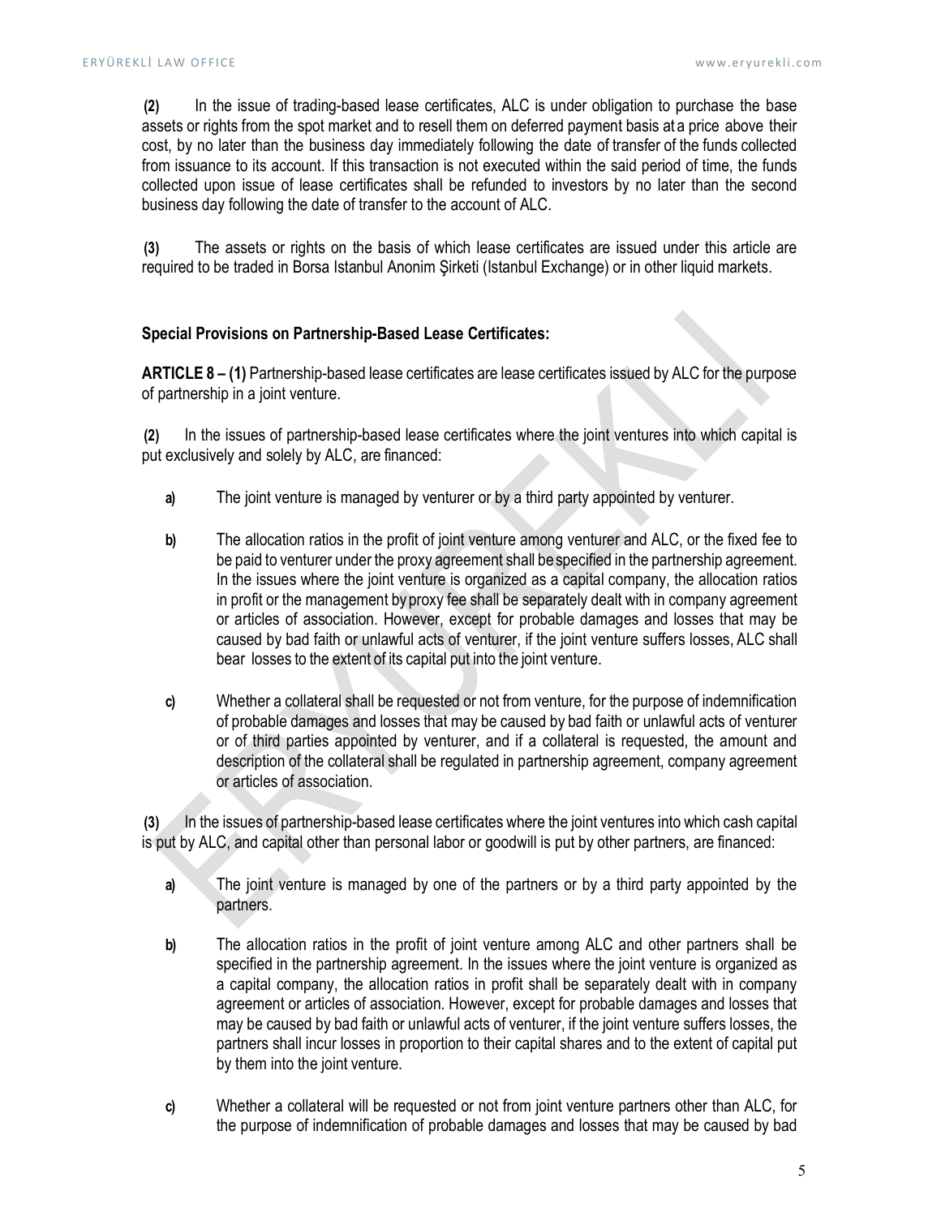**(2)** In the issue of trading-based lease certificates, ALC is under obligation to purchase the base assets or rights from the spot market and to resell them on deferred payment basis at a price above their cost, by no later than the business day immediately following the date of transfer of the funds collected from issuance to its account. If this transaction is not executed within the said period of time, the funds collected upon issue of lease certificates shall be refunded to investors by no later than the second business day following the date of transfer to the account of ALC.

**(3)** The assets or rights on the basis of which lease certificates are issued under this article are required to be traded in Borsa Istanbul Anonim Şirketi (Istanbul Exchange) or in other liquid markets.

**Special Provisions on Partnership-Based Lease Certificates:**

**ARTICLE 8 – (1)** Partnership-based lease certificates are lease certificates issued by ALC for the purpose of partnership in a joint venture.

**(2)** In the issues of partnership-based lease certificates where the joint ventures into which capital is put exclusively and solely by ALC, are financed:

**a)** The joint venture is managed by venturer or by a third party appointed by venturer.

**b)** The allocation ratios in the profit of joint venture among venturer and ALC, or the fixed fee to be paid to venturer under the proxy agreement shall be specified in the partnership agreement. In the issues where the joint venture is organized as a capital company, the allocation ratios in profit or the management by proxy fee shall be separately dealt with in company agreement or articles of association. However, except for probable damages and losses that may be caused by bad faith or unlawful acts of venturer, if the joint venture suffers losses, ALC shall bear losses to the extent of its capital put into the joint venture.

**c)** Whether a collateral shall be requested or not from venture, for the purpose of indemnification of probable damages and losses that may be caused by bad faith or unlawful acts of venturer or of third parties appointed by venturer, and if a collateral is requested, the amount and description of the collateral shall be regulated in partnership agreement, company agreement or articles of association.

**(3)** In the issues of partnership-based lease certificates where the joint ventures into which cash capital is put by ALC, and capital other than personal labor or goodwill is put by other partners, are financed:

**a)** The joint venture is managed by one of the partners or by a third party appointed by the partners.

**b)** The allocation ratios in the profit of joint venture among ALC and other partners shall be specified in the partnership agreement. In the issues where the joint venture is organized as a capital company, the allocation ratios in profit shall be separately dealt with in company agreement or articles of association. However, except for probable damages and losses that may be caused by bad faith or unlawful acts of venturer, if the joint venture suffers losses, the partners shall incur losses in proportion to their capital shares and to the extent of capital put by them into the joint venture.

**c)** Whether a collateral will be requested or not from joint venture partners other than ALC, for the purpose of indemnification of probable damages and losses that may be caused by bad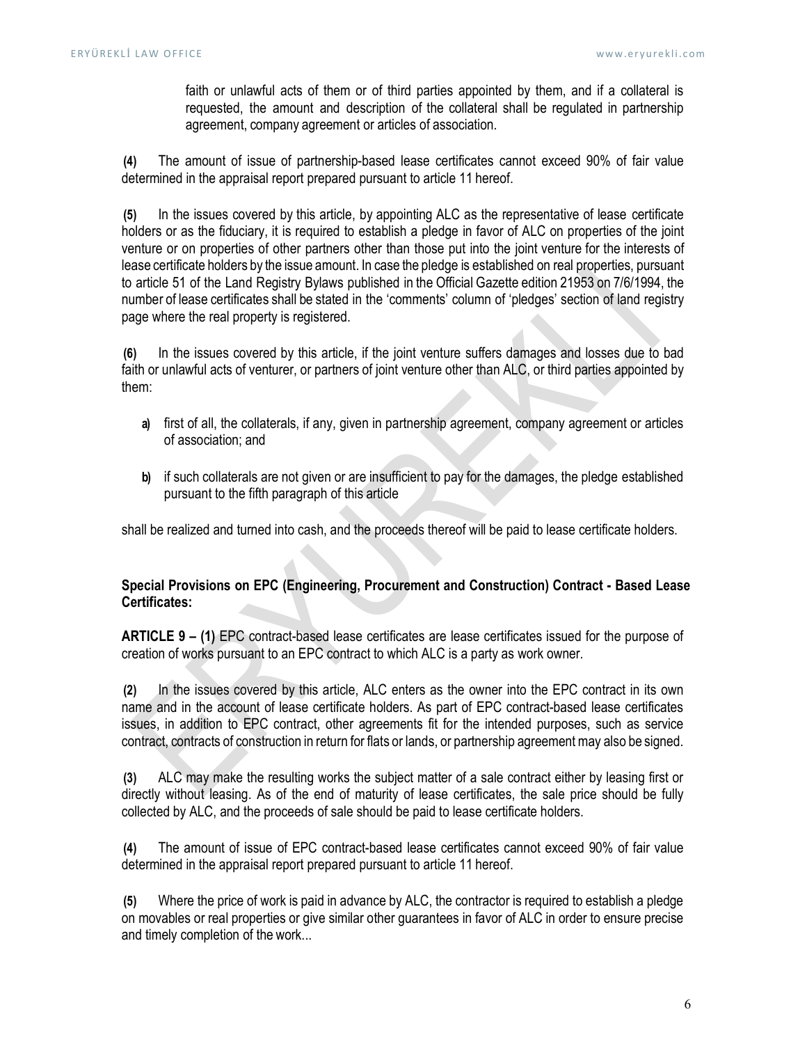faith or unlawful acts of them or of third parties appointed by them, and if a collateral is requested, the amount and description of the collateral shall be regulated in partnership agreement, company agreement or articles of association.

**(4)** The amount of issue of partnership-based lease certificates cannot exceed 90% of fair value determined in the appraisal report prepared pursuant to article 11 hereof.

**(5)** In the issues covered by this article, by appointing ALC as the representative of lease certificate holders or as the fiduciary, it is required to establish a pledge in favor of ALC on properties of the joint venture or on properties of other partners other than those put into the joint venture for the interests of lease certificate holders by the issue amount. In case the pledge is established on real properties, pursuant to article 51 of the Land Registry Bylaws published in the Official Gazette edition 21953 on 7/6/1994, the number of lease certificates shall be stated in the 'comments' column of 'pledges' section of land registry page where the real property is registered.

**(6)** In the issues covered by this article, if the joint venture suffers damages and losses due to bad faith or unlawful acts of venturer, or partners of joint venture other than ALC, or third parties appointed by them:

- **a)** first of all, the collaterals, if any, given in partnership agreement, company agreement or articles of association; and
- **b)** if such collaterals are not given or are insufficient to pay for the damages, the pledge established pursuant to the fifth paragraph of this article

shall be realized and turned into cash, and the proceeds thereof will be paid to lease certificate holders.

**Special Provisions on EPC (Engineering, Procurement and Construction) Contract - Based Lease Certificates:**

**ARTICLE 9 – (1)** EPC contract-based lease certificates are lease certificates issued for the purpose of creation of works pursuant to an EPC contract to which ALC is a party as work owner.

**(2)** In the issues covered by this article, ALC enters as the owner into the EPC contract in its own name and in the account of lease certificate holders. As part of EPC contract-based lease certificates issues, in addition to EPC contract, other agreements fit for the intended purposes, such as service contract, contracts of construction in return for flats or lands, or partnership agreement may also be signed.

**(3)** ALC may make the resulting works the subject matter of a sale contract either by leasing first or directly without leasing. As of the end of maturity of lease certificates, the sale price should be fully collected by ALC, and the proceeds of sale should be paid to lease certificate holders.

**(4)** The amount of issue of EPC contract-based lease certificates cannot exceed 90% of fair value determined in the appraisal report prepared pursuant to article 11 hereof.

**(5)** Where the price of work is paid in advance by ALC, the contractor is required to establish a pledge on movables or real properties or give similar other guarantees in favor of ALC in order to ensure precise and timely completion of the work...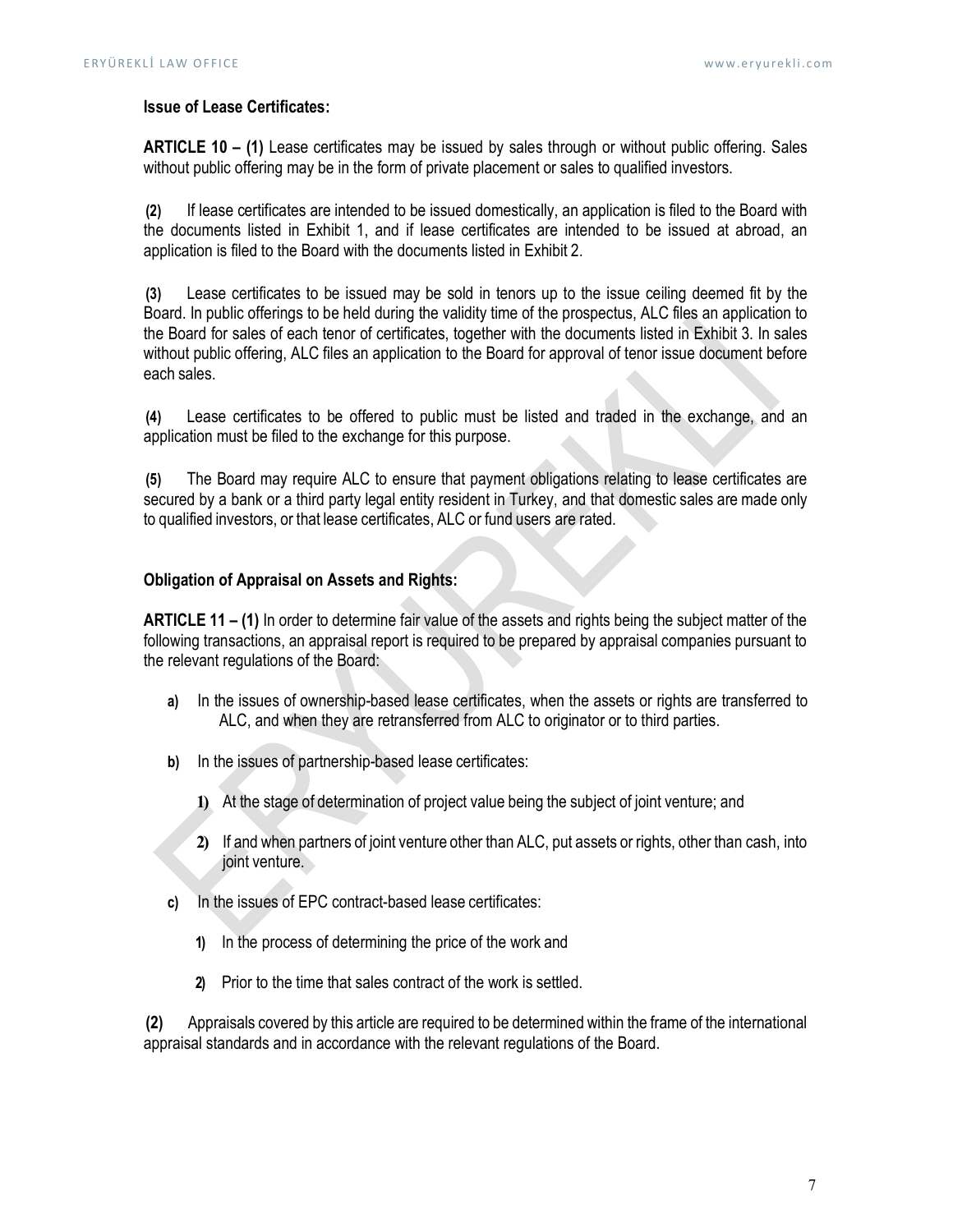**Issue of Lease Certificates:**

**ARTICLE 10 – (1)** Lease certificates may be issued by sales through or without public offering. Sales without public offering may be in the form of private placement or sales to qualified investors.

**(2)** If lease certificates are intended to be issued domestically, an application is filed to the Board with the documents listed in Exhibit 1, and if lease certificates are intended to be issued at abroad, an application is filed to the Board with the documents listed in Exhibit 2.

**(3)** Lease certificates to be issued may be sold in tenors up to the issue ceiling deemed fit by the Board. In public offerings to be held during the validity time of the prospectus, ALC files an application to the Board for sales of each tenor of certificates, together with the documents listed in Exhibit 3. In sales without public offering, ALC files an application to the Board for approval of tenor issue document before each sales.

**(4)** Lease certificates to be offered to public must be listed and traded in the exchange, and an application must be filed to the exchange for this purpose.

**(5)** The Board may require ALC to ensure that payment obligations relating to lease certificates are secured by a bank or a third party legal entity resident in Turkey, and that domestic sales are made only to qualified investors, or that lease certificates, ALC or fund users are rated.

**Obligation of Appraisal on Assets and Rights:**

**ARTICLE 11 – (1)** In order to determine fair value of the assets and rights being the subject matter of the following transactions, an appraisal report is required to be prepared by appraisal companies pursuant to the relevant regulations of the Board:

- **a)** In the issues of ownership-based lease certificates, when the assets or rights are transferred to ALC, and when they are retransferred from ALC to originator or to third parties.
- **b)** In the issues of partnership-based lease certificates:
  - **1)** At the stage of determination of project value being the subject of joint venture; and
  - **2)** If and when partners of joint venture other than ALC, put assets or rights, other than cash, into joint venture.
- **c)** In the issues of EPC contract-based lease certificates:
  - **1)** In the process of determining the price of the work and
  - **2)** Prior to the time that sales contract of the work is settled.

**(2)** Appraisals covered by this article are required to be determined within the frame of the international appraisal standards and in accordance with the relevant regulations of the Board.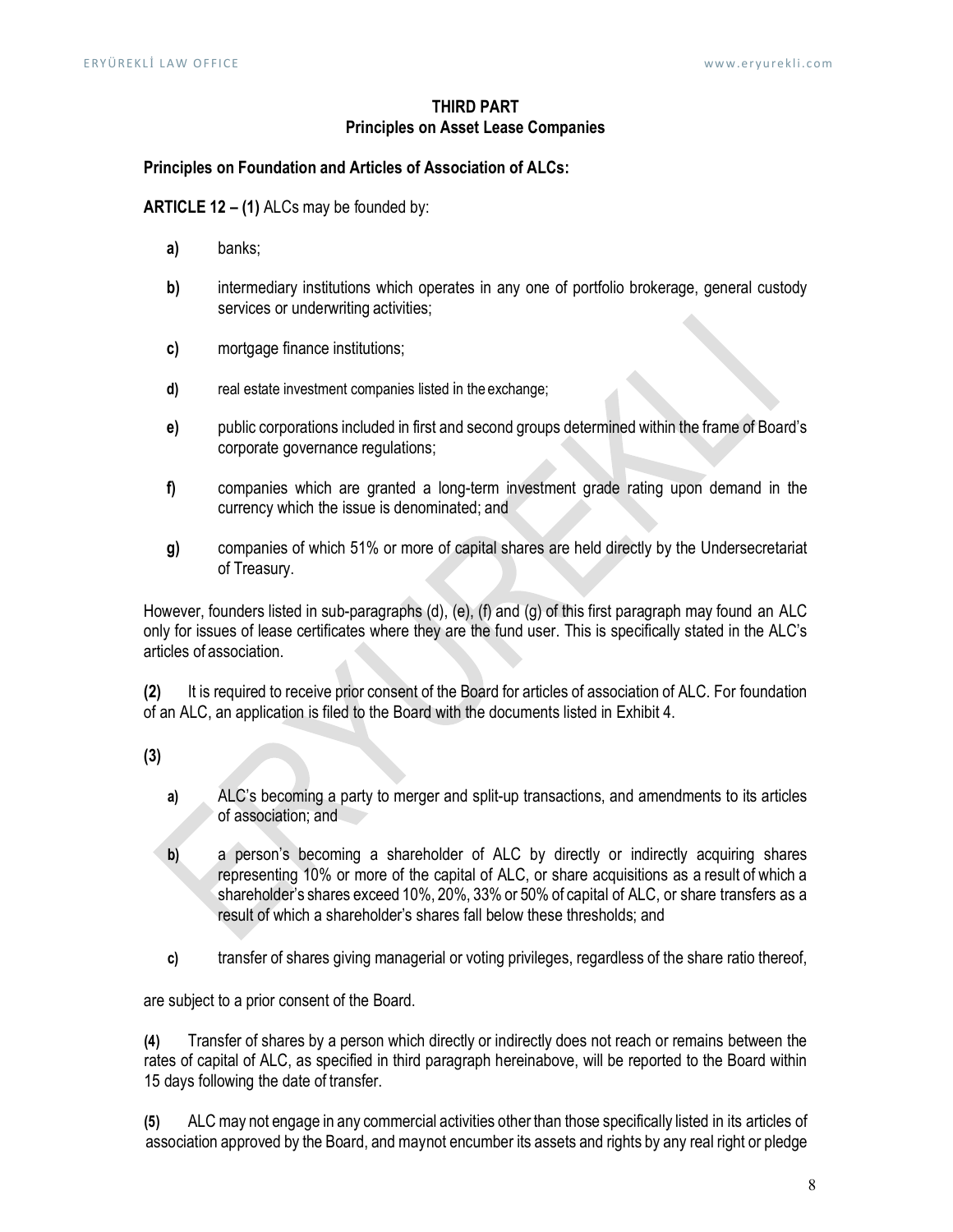## THIRD PART
## Principles on Asset Lease Companies

**Principles on Foundation and Articles of Association of ALCs:**

**ARTICLE 12 – (1)** ALCs may be founded by:

**a)** banks;

**b)** intermediary institutions which operates in any one of portfolio brokerage, general custody services or underwriting activities;

**c)** mortgage finance institutions;

**d)** real estate investment companies listed in the exchange;

**e)** public corporations included in first and second groups determined within the frame of Board's corporate governance regulations;

**f)** companies which are granted a long-term investment grade rating upon demand in the currency which the issue is denominated; and

**g)** companies of which 51% or more of capital shares are held directly by the Undersecretariat of Treasury.

However, founders listed in sub-paragraphs (d), (e), (f) and (g) of this first paragraph may found an ALC only for issues of lease certificates where they are the fund user. This is specifically stated in the ALC's articles of association.

**(2)** It is required to receive prior consent of the Board for articles of association of ALC. For foundation of an ALC, an application is filed to the Board with the documents listed in Exhibit 4.

**(3)**

**a)** ALC's becoming a party to merger and split-up transactions, and amendments to its articles of association; and

**b)** a person's becoming a shareholder of ALC by directly or indirectly acquiring shares representing 10% or more of the capital of ALC, or share acquisitions as a result of which a shareholder's shares exceed 10%, 20%, 33% or 50% of capital of ALC, or share transfers as a result of which a shareholder's shares fall below these thresholds; and

**c)** transfer of shares giving managerial or voting privileges, regardless of the share ratio thereof,

are subject to a prior consent of the Board.

**(4)** Transfer of shares by a person which directly or indirectly does not reach or remains between the rates of capital of ALC, as specified in third paragraph hereinabove, will be reported to the Board within 15 days following the date of transfer.

**(5)** ALC may not engage in any commercial activities other than those specifically listed in its articles of association approved by the Board, and maynot encumber its assets and rights by any real right or pledge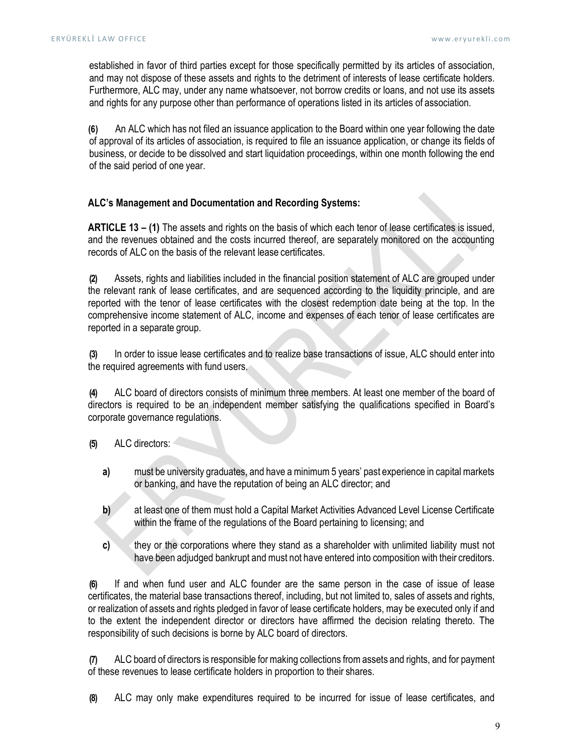established in favor of third parties except for those specifically permitted by its articles of association, and may not dispose of these assets and rights to the detriment of interests of lease certificate holders. Furthermore, ALC may, under any name whatsoever, not borrow credits or loans, and not use its assets and rights for any purpose other than performance of operations listed in its articles of association.

**(6)** An ALC which has not filed an issuance application to the Board within one year following the date of approval of its articles of association, is required to file an issuance application, or change its fields of business, or decide to be dissolved and start liquidation proceedings, within one month following the end of the said period of one year.

**ALC's Management and Documentation and Recording Systems:**

**ARTICLE 13 – (1)** The assets and rights on the basis of which each tenor of lease certificates is issued, and the revenues obtained and the costs incurred thereof, are separately monitored on the accounting records of ALC on the basis of the relevant lease certificates.

**(2)** Assets, rights and liabilities included in the financial position statement of ALC are grouped under the relevant rank of lease certificates, and are sequenced according to the liquidity principle, and are reported with the tenor of lease certificates with the closest redemption date being at the top. In the comprehensive income statement of ALC, income and expenses of each tenor of lease certificates are reported in a separate group.

**(3)** In order to issue lease certificates and to realize base transactions of issue, ALC should enter into the required agreements with fund users.

**(4)** ALC board of directors consists of minimum three members. At least one member of the board of directors is required to be an independent member satisfying the qualifications specified in Board's corporate governance regulations.

**(5)** ALC directors:

- **a)** must be university graduates, and have a minimum 5 years' past experience in capital markets or banking, and have the reputation of being an ALC director; and
- **b)** at least one of them must hold a Capital Market Activities Advanced Level License Certificate within the frame of the regulations of the Board pertaining to licensing; and
- **c)** they or the corporations where they stand as a shareholder with unlimited liability must not have been adjudged bankrupt and must not have entered into composition with their creditors.

**(6)** If and when fund user and ALC founder are the same person in the case of issue of lease certificates, the material base transactions thereof, including, but not limited to, sales of assets and rights, or realization of assets and rights pledged in favor of lease certificate holders, may be executed only if and to the extent the independent director or directors have affirmed the decision relating thereto. The responsibility of such decisions is borne by ALC board of directors.

**(7)** ALC board of directors is responsible for making collections from assets and rights, and for payment of these revenues to lease certificate holders in proportion to their shares.

**(8)** ALC may only make expenditures required to be incurred for issue of lease certificates, and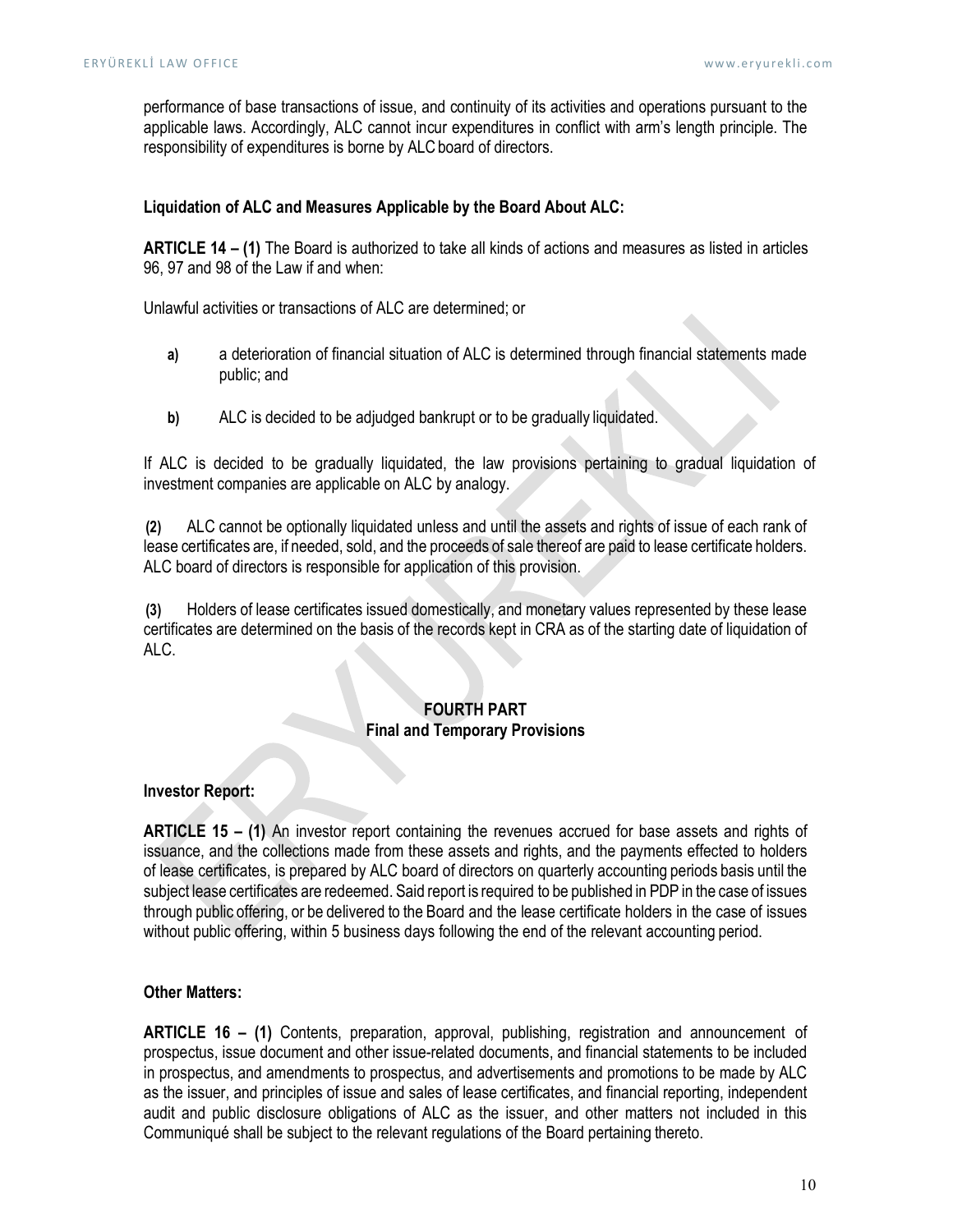performance of base transactions of issue, and continuity of its activities and operations pursuant to the applicable laws. Accordingly, ALC cannot incur expenditures in conflict with arm's length principle. The responsibility of expenditures is borne by ALC board of directors.

**Liquidation of ALC and Measures Applicable by the Board About ALC:**

**ARTICLE 14 – (1)** The Board is authorized to take all kinds of actions and measures as listed in articles 96, 97 and 98 of the Law if and when:

Unlawful activities or transactions of ALC are determined; or

- **a)** a deterioration of financial situation of ALC is determined through financial statements made public; and
- **b)** ALC is decided to be adjudged bankrupt or to be gradually liquidated.

If ALC is decided to be gradually liquidated, the law provisions pertaining to gradual liquidation of investment companies are applicable on ALC by analogy.

**(2)** ALC cannot be optionally liquidated unless and until the assets and rights of issue of each rank of lease certificates are, if needed, sold, and the proceeds of sale thereof are paid to lease certificate holders. ALC board of directors is responsible for application of this provision.

**(3)** Holders of lease certificates issued domestically, and monetary values represented by these lease certificates are determined on the basis of the records kept in CRA as of the starting date of liquidation of ALC.

## FOURTH PART
## Final and Temporary Provisions

**Investor Report:**

**ARTICLE 15 – (1)** An investor report containing the revenues accrued for base assets and rights of issuance, and the collections made from these assets and rights, and the payments effected to holders of lease certificates, is prepared by ALC board of directors on quarterly accounting periods basis until the subject lease certificates are redeemed. Said report is required to be published in PDP in the case of issues through public offering, or be delivered to the Board and the lease certificate holders in the case of issues without public offering, within 5 business days following the end of the relevant accounting period.

**Other Matters:**

**ARTICLE 16 – (1)** Contents, preparation, approval, publishing, registration and announcement of prospectus, issue document and other issue-related documents, and financial statements to be included in prospectus, and amendments to prospectus, and advertisements and promotions to be made by ALC as the issuer, and principles of issue and sales of lease certificates, and financial reporting, independent audit and public disclosure obligations of ALC as the issuer, and other matters not included in this Communiqué shall be subject to the relevant regulations of the Board pertaining thereto.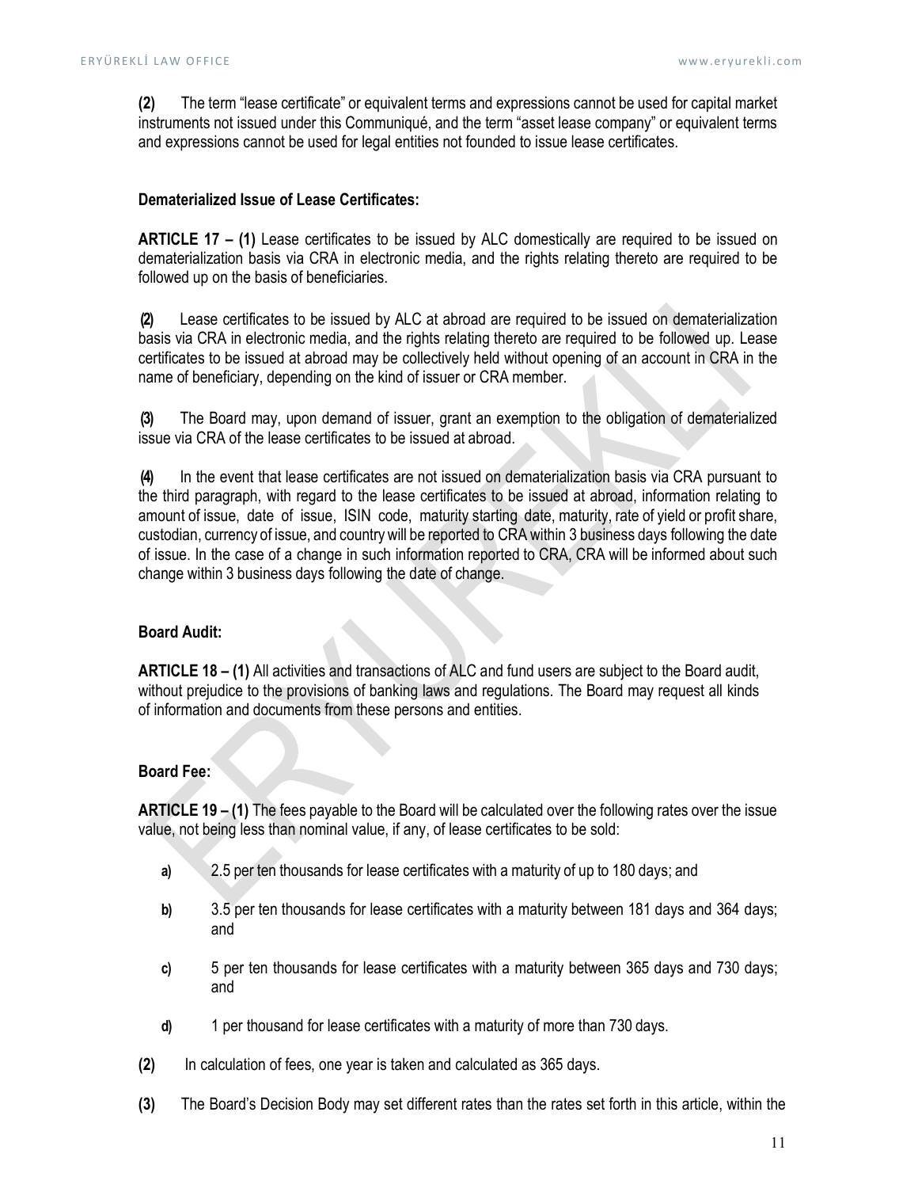**(2)** The term "lease certificate" or equivalent terms and expressions cannot be used for capital market instruments not issued under this Communiqué, and the term "asset lease company" or equivalent terms and expressions cannot be used for legal entities not founded to issue lease certificates.

**Dematerialized Issue of Lease Certificates:**

**ARTICLE 17 – (1)** Lease certificates to be issued by ALC domestically are required to be issued on dematerialization basis via CRA in electronic media, and the rights relating thereto are required to be followed up on the basis of beneficiaries.

**(2)** Lease certificates to be issued by ALC at abroad are required to be issued on dematerialization basis via CRA in electronic media, and the rights relating thereto are required to be followed up. Lease certificates to be issued at abroad may be collectively held without opening of an account in CRA in the name of beneficiary, depending on the kind of issuer or CRA member.

**(3)** The Board may, upon demand of issuer, grant an exemption to the obligation of dematerialized issue via CRA of the lease certificates to be issued at abroad.

**(4)** In the event that lease certificates are not issued on dematerialization basis via CRA pursuant to the third paragraph, with regard to the lease certificates to be issued at abroad, information relating to amount of issue, date of issue, ISIN code, maturity starting date, maturity, rate of yield or profit share, custodian, currency of issue, and country will be reported to CRA within 3 business days following the date of issue. In the case of a change in such information reported to CRA, CRA will be informed about such change within 3 business days following the date of change.

**Board Audit:**

**ARTICLE 18 – (1)** All activities and transactions of ALC and fund users are subject to the Board audit, without prejudice to the provisions of banking laws and regulations. The Board may request all kinds of information and documents from these persons and entities.

**Board Fee:**

**ARTICLE 19 – (1)** The fees payable to the Board will be calculated over the following rates over the issue value, not being less than nominal value, if any, of lease certificates to be sold:

- **a)** 2.5 per ten thousands for lease certificates with a maturity of up to 180 days; and
- **b)** 3.5 per ten thousands for lease certificates with a maturity between 181 days and 364 days; and
- **c)** 5 per ten thousands for lease certificates with a maturity between 365 days and 730 days; and
- **d)** 1 per thousand for lease certificates with a maturity of more than 730 days.

**(2)** In calculation of fees, one year is taken and calculated as 365 days.

**(3)** The Board's Decision Body may set different rates than the rates set forth in this article, within the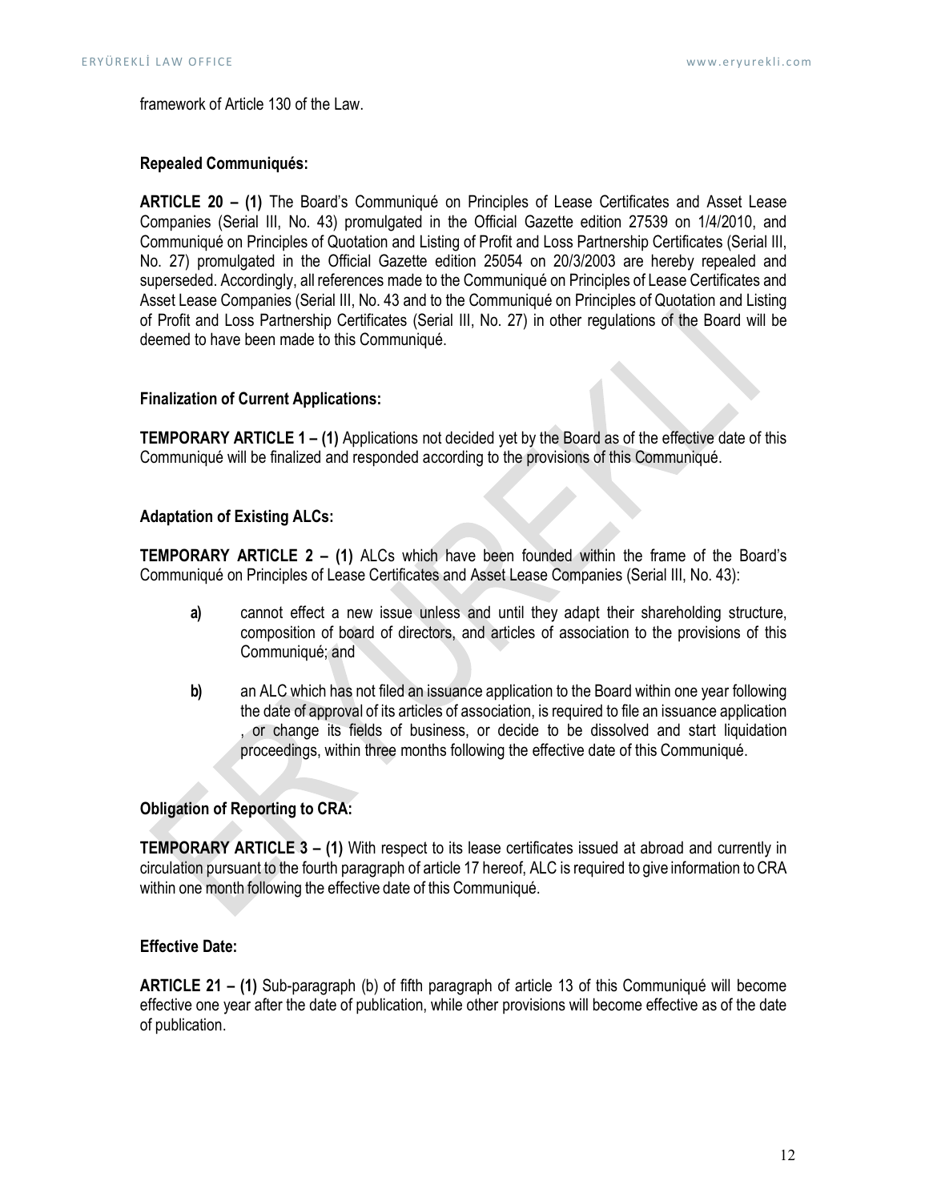framework of Article 130 of the Law.

**Repealed Communiqués:**

**ARTICLE 20 – (1)** The Board's Communiqué on Principles of Lease Certificates and Asset Lease Companies (Serial III, No. 43) promulgated in the Official Gazette edition 27539 on 1/4/2010, and Communiqué on Principles of Quotation and Listing of Profit and Loss Partnership Certificates (Serial III, No. 27) promulgated in the Official Gazette edition 25054 on 20/3/2003 are hereby repealed and superseded. Accordingly, all references made to the Communiqué on Principles of Lease Certificates and Asset Lease Companies (Serial III, No. 43 and to the Communiqué on Principles of Quotation and Listing of Profit and Loss Partnership Certificates (Serial III, No. 27) in other regulations of the Board will be deemed to have been made to this Communiqué.

**Finalization of Current Applications:**

**TEMPORARY ARTICLE 1 – (1)** Applications not decided yet by the Board as of the effective date of this Communiqué will be finalized and responded according to the provisions of this Communiqué.

**Adaptation of Existing ALCs:**

**TEMPORARY ARTICLE 2 – (1)** ALCs which have been founded within the frame of the Board's Communiqué on Principles of Lease Certificates and Asset Lease Companies (Serial III, No. 43):

- **a)** cannot effect a new issue unless and until they adapt their shareholding structure, composition of board of directors, and articles of association to the provisions of this Communiqué; and

- **b)** an ALC which has not filed an issuance application to the Board within one year following the date of approval of its articles of association, is required to file an issuance application , or change its fields of business, or decide to be dissolved and start liquidation proceedings, within three months following the effective date of this Communiqué.

**Obligation of Reporting to CRA:**

**TEMPORARY ARTICLE 3 – (1)** With respect to its lease certificates issued at abroad and currently in circulation pursuant to the fourth paragraph of article 17 hereof, ALC is required to give information to CRA within one month following the effective date of this Communiqué.

**Effective Date:**

**ARTICLE 21 – (1)** Sub-paragraph (b) of fifth paragraph of article 13 of this Communiqué will become effective one year after the date of publication, while other provisions will become effective as of the date of publication.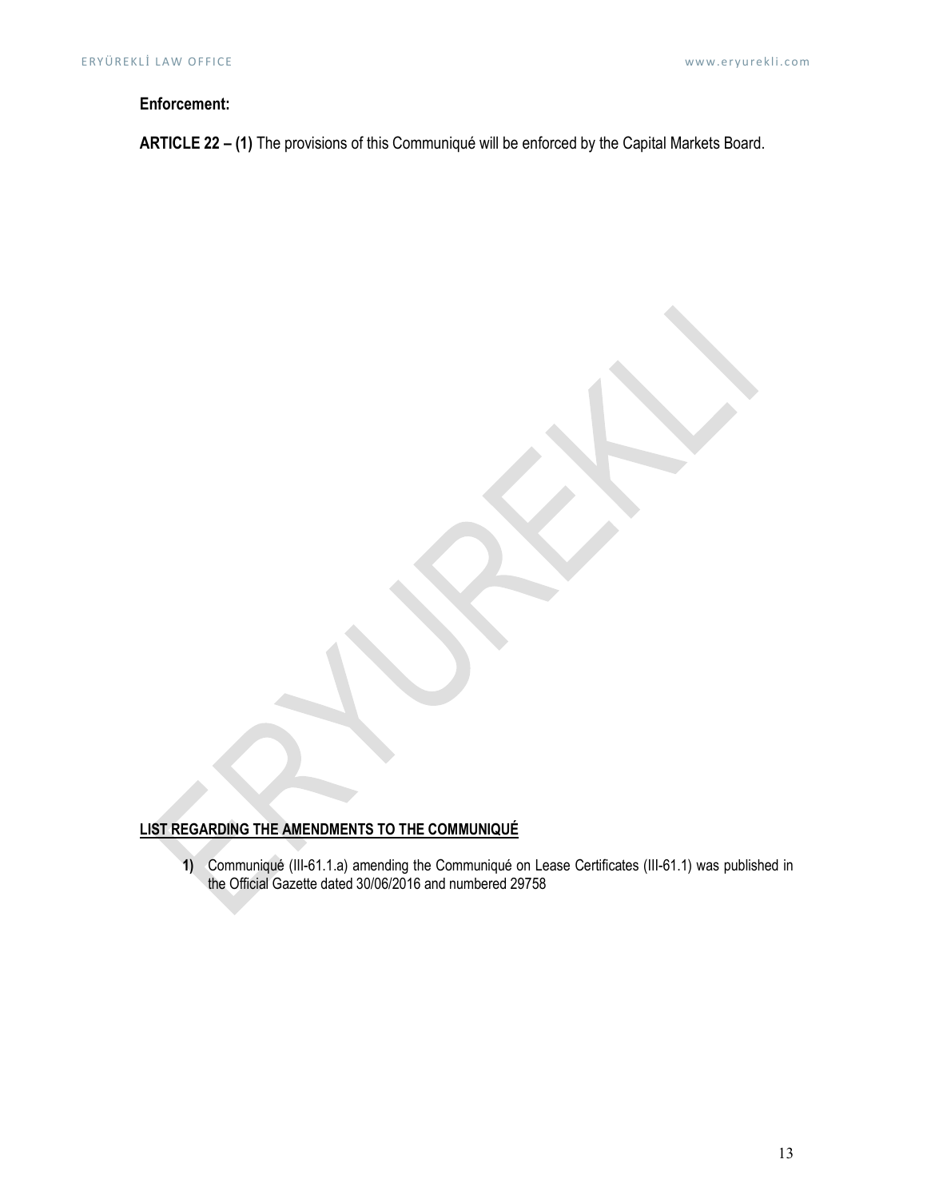**Enforcement:**

**ARTICLE 22 – (1)** The provisions of this Communiqué will be enforced by the Capital Markets Board.

**<u>LIST REGARDING THE AMENDMENTS TO THE COMMUNIQUÉ</u>**

1) Communiqué (III-61.1.a) amending the Communiqué on Lease Certificates (III-61.1) was published in the Official Gazette dated 30/06/2016 and numbered 29758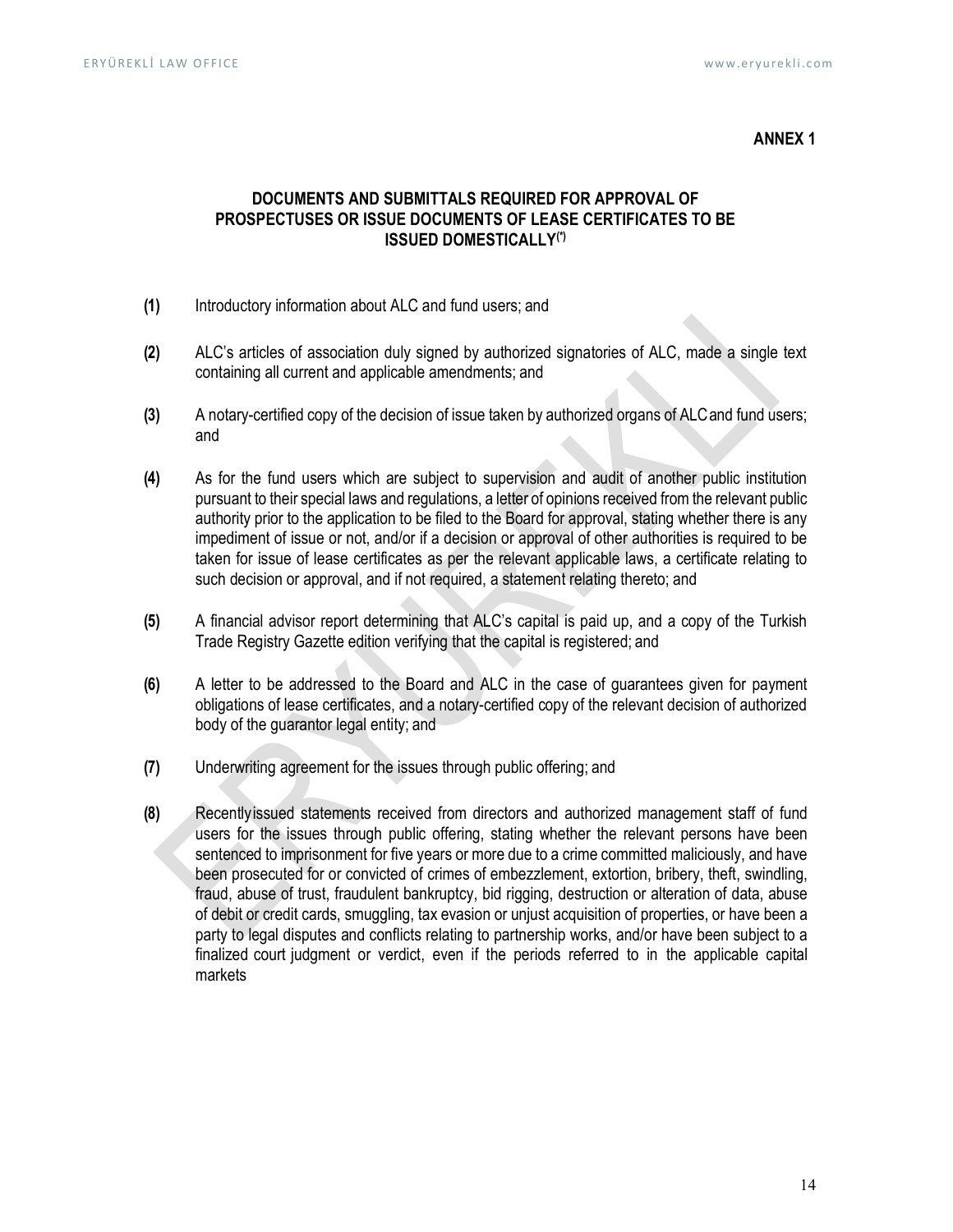**ANNEX 1**

## DOCUMENTS AND SUBMITTALS REQUIRED FOR APPROVAL OF PROSPECTUSES OR ISSUE DOCUMENTS OF LEASE CERTIFICATES TO BE ISSUED DOMESTICALLY(*)

**(1)** Introductory information about ALC and fund users; and

**(2)** ALC's articles of association duly signed by authorized signatories of ALC, made a single text containing all current and applicable amendments; and

**(3)** A notary-certified copy of the decision of issue taken by authorized organs of ALC and fund users; and

**(4)** As for the fund users which are subject to supervision and audit of another public institution pursuant to their special laws and regulations, a letter of opinions received from the relevant public authority prior to the application to be filed to the Board for approval, stating whether there is any impediment of issue or not, and/or if a decision or approval of other authorities is required to be taken for issue of lease certificates as per the relevant applicable laws, a certificate relating to such decision or approval, and if not required, a statement relating thereto; and

**(5)** A financial advisor report determining that ALC's capital is paid up, and a copy of the Turkish Trade Registry Gazette edition verifying that the capital is registered; and

**(6)** A letter to be addressed to the Board and ALC in the case of guarantees given for payment obligations of lease certificates, and a notary-certified copy of the relevant decision of authorized body of the guarantor legal entity; and

**(7)** Underwriting agreement for the issues through public offering; and

**(8)** Recently issued statements received from directors and authorized management staff of fund users for the issues through public offering, stating whether the relevant persons have been sentenced to imprisonment for five years or more due to a crime committed maliciously, and have been prosecuted for or convicted of crimes of embezzlement, extortion, bribery, theft, swindling, fraud, abuse of trust, fraudulent bankruptcy, bid rigging, destruction or alteration of data, abuse of debit or credit cards, smuggling, tax evasion or unjust acquisition of properties, or have been a party to legal disputes and conflicts relating to partnership works, and/or have been subject to a finalized court judgment or verdict, even if the periods referred to in the applicable capital markets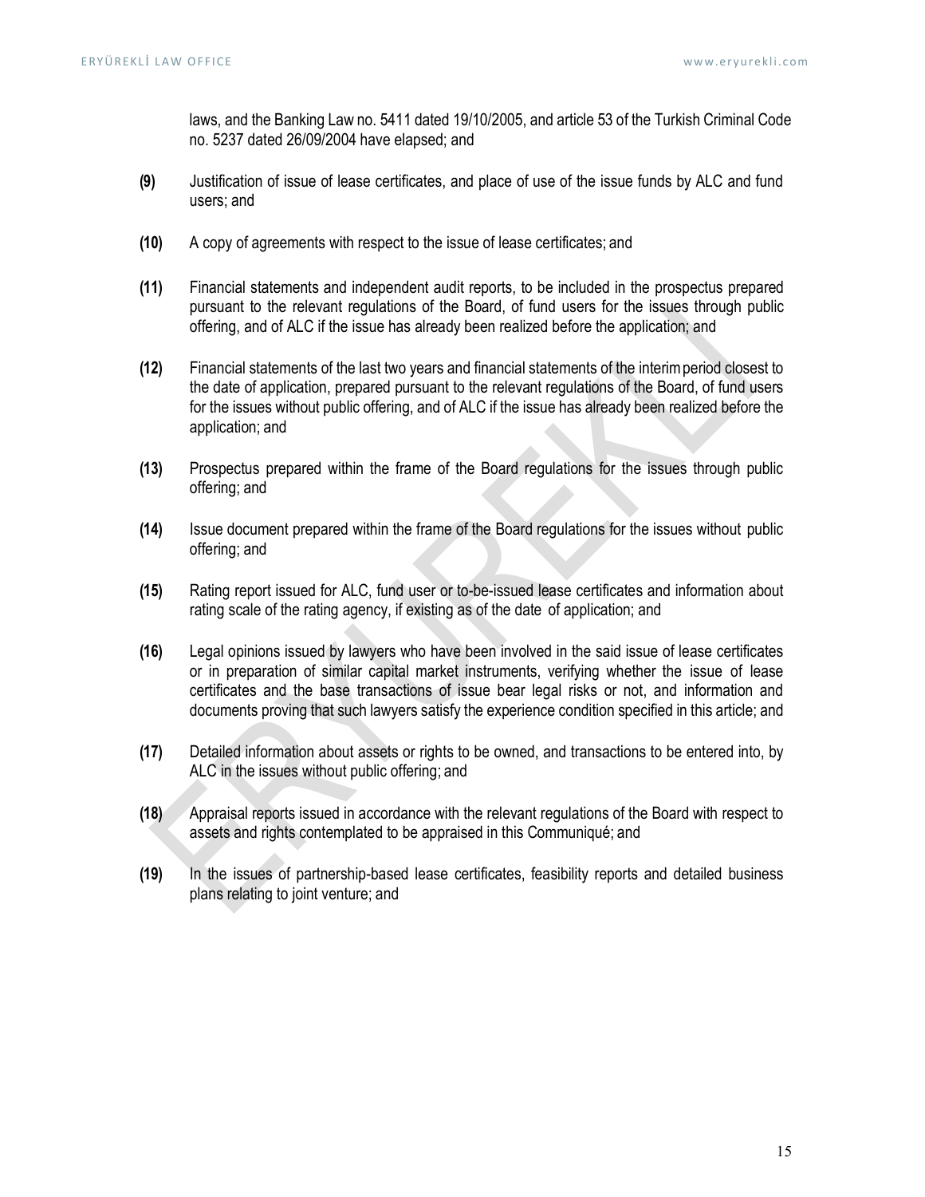laws, and the Banking Law no. 5411 dated 19/10/2005, and article 53 of the Turkish Criminal Code no. 5237 dated 26/09/2004 have elapsed; and

**(9)** Justification of issue of lease certificates, and place of use of the issue funds by ALC and fund users; and

**(10)** A copy of agreements with respect to the issue of lease certificates; and

**(11)** Financial statements and independent audit reports, to be included in the prospectus prepared pursuant to the relevant regulations of the Board, of fund users for the issues through public offering, and of ALC if the issue has already been realized before the application; and

**(12)** Financial statements of the last two years and financial statements of the interim period closest to the date of application, prepared pursuant to the relevant regulations of the Board, of fund users for the issues without public offering, and of ALC if the issue has already been realized before the application; and

**(13)** Prospectus prepared within the frame of the Board regulations for the issues through public offering; and

**(14)** Issue document prepared within the frame of the Board regulations for the issues without public offering; and

**(15)** Rating report issued for ALC, fund user or to-be-issued lease certificates and information about rating scale of the rating agency, if existing as of the date of application; and

**(16)** Legal opinions issued by lawyers who have been involved in the said issue of lease certificates or in preparation of similar capital market instruments, verifying whether the issue of lease certificates and the base transactions of issue bear legal risks or not, and information and documents proving that such lawyers satisfy the experience condition specified in this article; and

**(17)** Detailed information about assets or rights to be owned, and transactions to be entered into, by ALC in the issues without public offering; and

**(18)** Appraisal reports issued in accordance with the relevant regulations of the Board with respect to assets and rights contemplated to be appraised in this Communiqué; and

**(19)** In the issues of partnership-based lease certificates, feasibility reports and detailed business plans relating to joint venture; and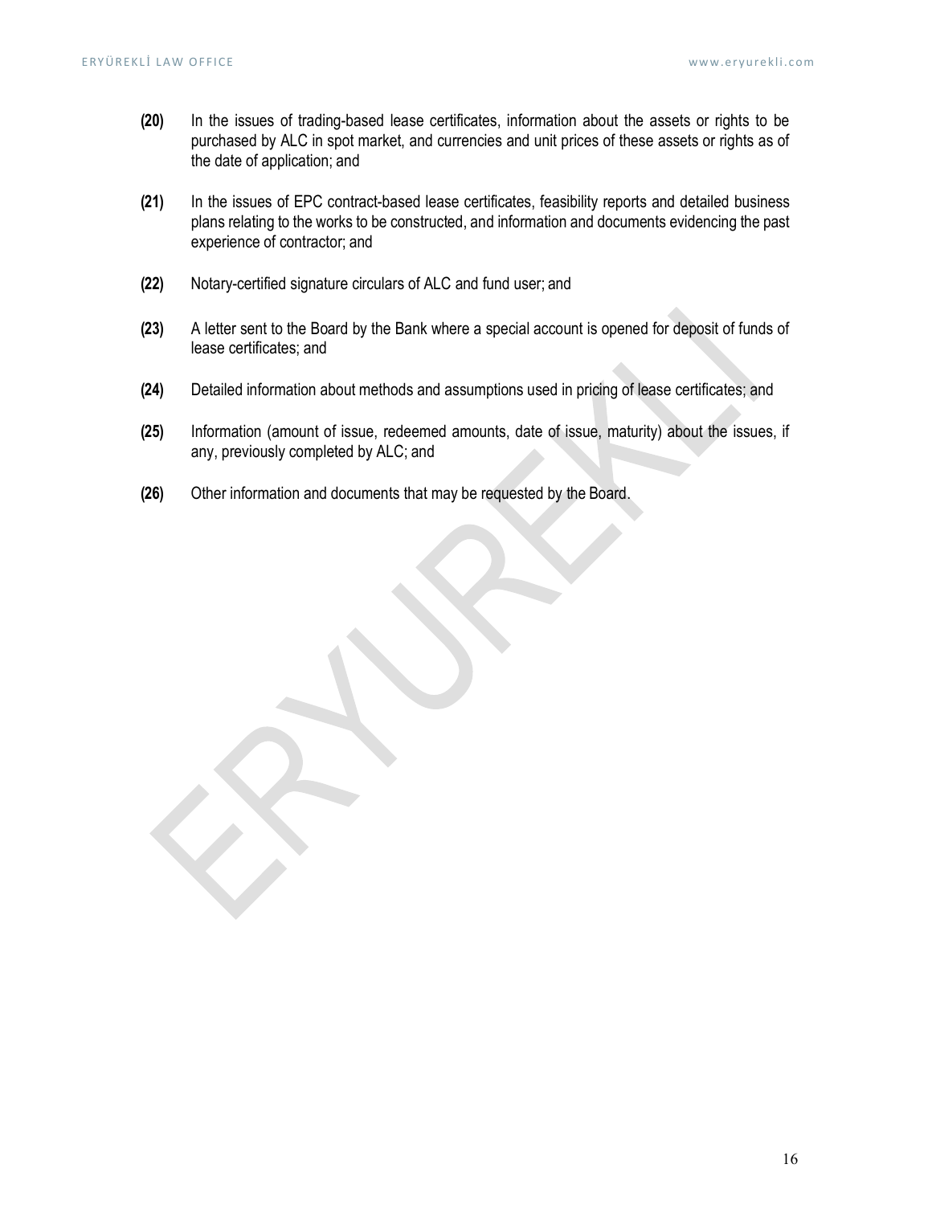**(20)** In the issues of trading-based lease certificates, information about the assets or rights to be purchased by ALC in spot market, and currencies and unit prices of these assets or rights as of the date of application; and

**(21)** In the issues of EPC contract-based lease certificates, feasibility reports and detailed business plans relating to the works to be constructed, and information and documents evidencing the past experience of contractor; and

**(22)** Notary-certified signature circulars of ALC and fund user; and

**(23)** A letter sent to the Board by the Bank where a special account is opened for deposit of funds of lease certificates; and

**(24)** Detailed information about methods and assumptions used in pricing of lease certificates; and

**(25)** Information (amount of issue, redeemed amounts, date of issue, maturity) about the issues, if any, previously completed by ALC; and

**(26)** Other information and documents that may be requested by the Board.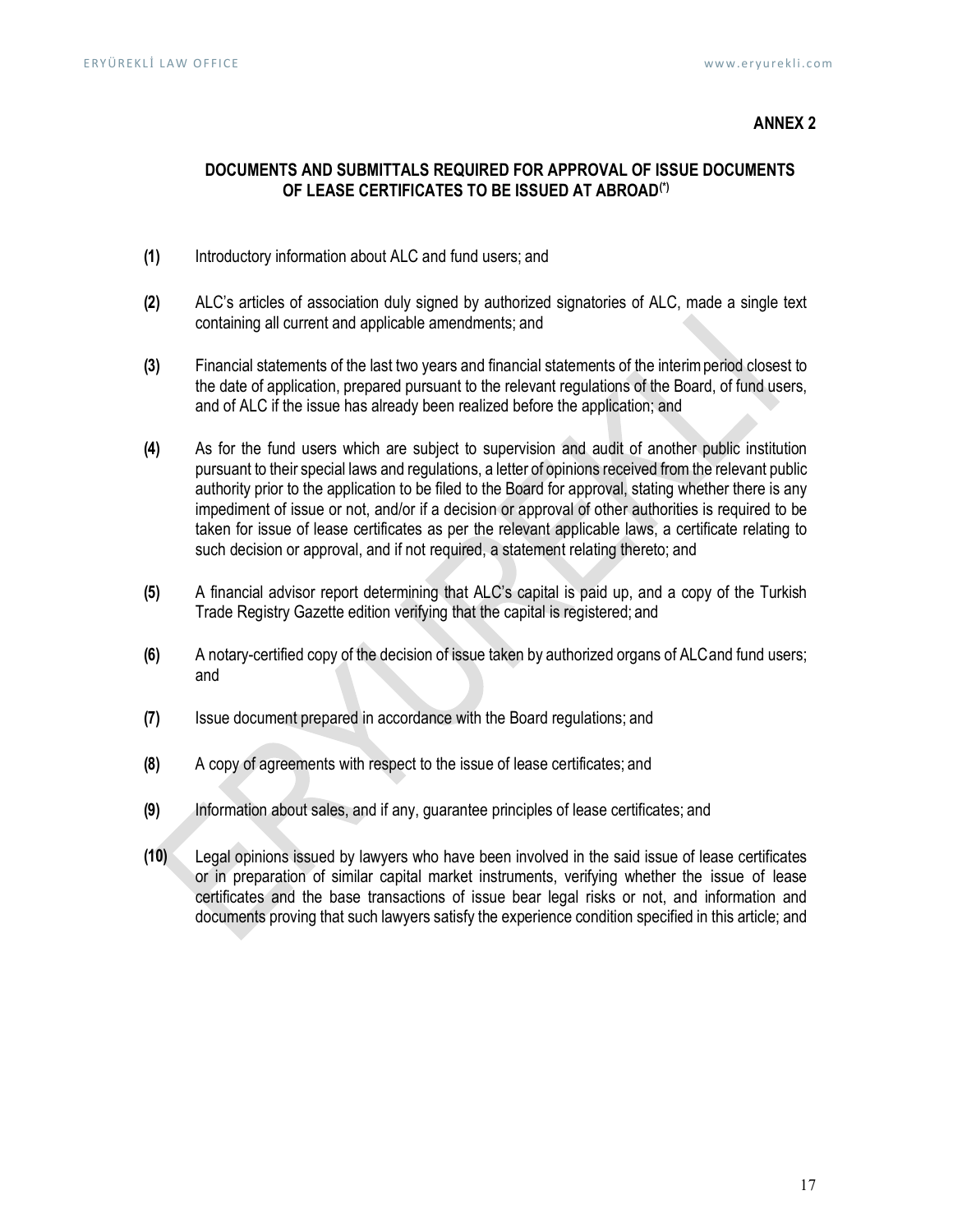**ANNEX 2**

## DOCUMENTS AND SUBMITTALS REQUIRED FOR APPROVAL OF ISSUE DOCUMENTS OF LEASE CERTIFICATES TO BE ISSUED AT ABROAD(*)

**(1)** Introductory information about ALC and fund users; and

**(2)** ALC's articles of association duly signed by authorized signatories of ALC, made a single text containing all current and applicable amendments; and

**(3)** Financial statements of the last two years and financial statements of the interim period closest to the date of application, prepared pursuant to the relevant regulations of the Board, of fund users, and of ALC if the issue has already been realized before the application; and

**(4)** As for the fund users which are subject to supervision and audit of another public institution pursuant to their special laws and regulations, a letter of opinions received from the relevant public authority prior to the application to be filed to the Board for approval, stating whether there is any impediment of issue or not, and/or if a decision or approval of other authorities is required to be taken for issue of lease certificates as per the relevant applicable laws, a certificate relating to such decision or approval, and if not required, a statement relating thereto; and

**(5)** A financial advisor report determining that ALC's capital is paid up, and a copy of the Turkish Trade Registry Gazette edition verifying that the capital is registered; and

**(6)** A notary-certified copy of the decision of issue taken by authorized organs of ALC and fund users; and

**(7)** Issue document prepared in accordance with the Board regulations; and

**(8)** A copy of agreements with respect to the issue of lease certificates; and

**(9)** Information about sales, and if any, guarantee principles of lease certificates; and

**(10)** Legal opinions issued by lawyers who have been involved in the said issue of lease certificates or in preparation of similar capital market instruments, verifying whether the issue of lease certificates and the base transactions of issue bear legal risks or not, and information and documents proving that such lawyers satisfy the experience condition specified in this article; and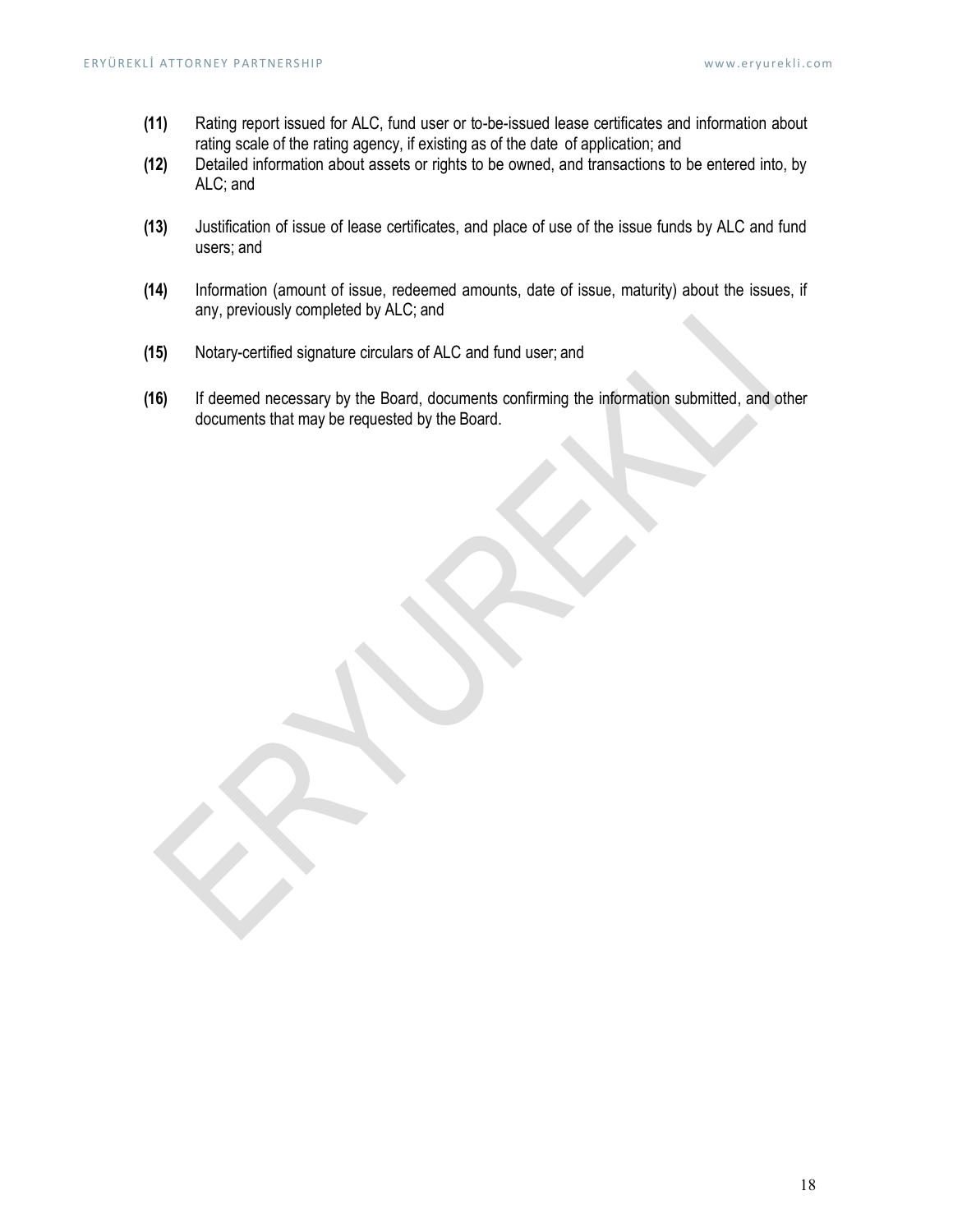**(11)** Rating report issued for ALC, fund user or to-be-issued lease certificates and information about rating scale of the rating agency, if existing as of the date of application; and

**(12)** Detailed information about assets or rights to be owned, and transactions to be entered into, by ALC; and

**(13)** Justification of issue of lease certificates, and place of use of the issue funds by ALC and fund users; and

**(14)** Information (amount of issue, redeemed amounts, date of issue, maturity) about the issues, if any, previously completed by ALC; and

**(15)** Notary-certified signature circulars of ALC and fund user; and

**(16)** If deemed necessary by the Board, documents confirming the information submitted, and other documents that may be requested by the Board.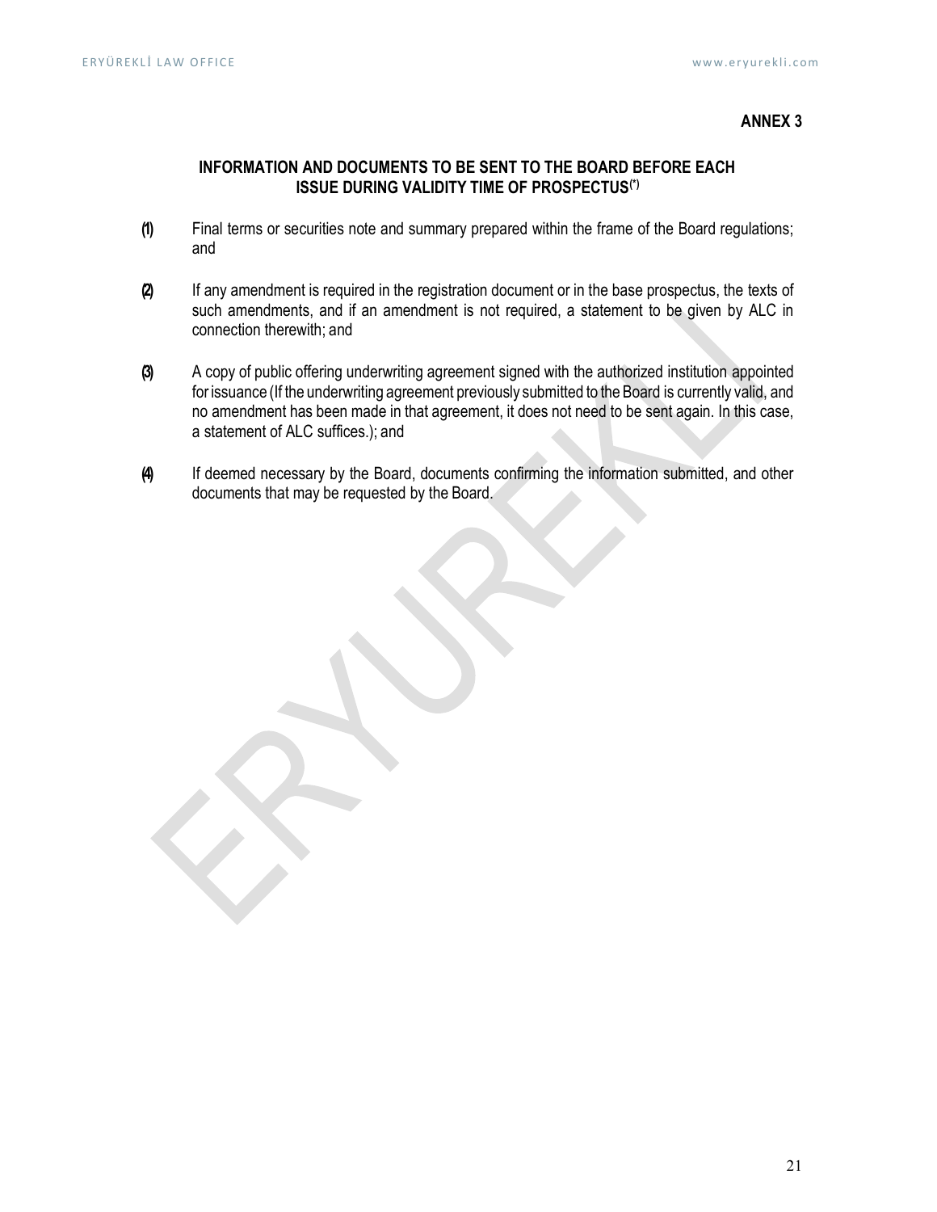**ANNEX 3**

## INFORMATION AND DOCUMENTS TO BE SENT TO THE BOARD BEFORE EACH ISSUE DURING VALIDITY TIME OF PROSPECTUS[*]

**(1)** Final terms or securities note and summary prepared within the frame of the Board regulations; and

**(2)** If any amendment is required in the registration document or in the base prospectus, the texts of such amendments, and if an amendment is not required, a statement to be given by ALC in connection therewith; and

**(3)** A copy of public offering underwriting agreement signed with the authorized institution appointed for issuance (If the underwriting agreement previously submitted to the Board is currently valid, and no amendment has been made in that agreement, it does not need to be sent again. In this case, a statement of ALC suffices.); and

**(4)** If deemed necessary by the Board, documents confirming the information submitted, and other documents that may be requested by the Board.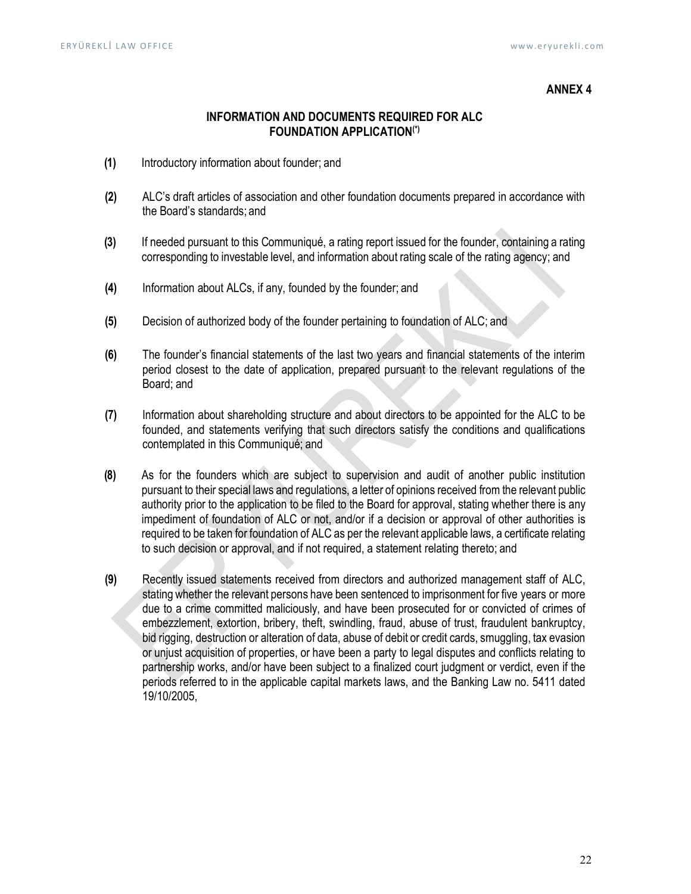**ANNEX 4**

## INFORMATION AND DOCUMENTS REQUIRED FOR ALC FOUNDATION APPLICATION(*)

**(1)** Introductory information about founder; and

**(2)** ALC's draft articles of association and other foundation documents prepared in accordance with the Board's standards; and

**(3)** If needed pursuant to this Communiqué, a rating report issued for the founder, containing a rating corresponding to investable level, and information about rating scale of the rating agency; and

**(4)** Information about ALCs, if any, founded by the founder; and

**(5)** Decision of authorized body of the founder pertaining to foundation of ALC; and

**(6)** The founder's financial statements of the last two years and financial statements of the interim period closest to the date of application, prepared pursuant to the relevant regulations of the Board; and

**(7)** Information about shareholding structure and about directors to be appointed for the ALC to be founded, and statements verifying that such directors satisfy the conditions and qualifications contemplated in this Communiqué; and

**(8)** As for the founders which are subject to supervision and audit of another public institution pursuant to their special laws and regulations, a letter of opinions received from the relevant public authority prior to the application to be filed to the Board for approval, stating whether there is any impediment of foundation of ALC or not, and/or if a decision or approval of other authorities is required to be taken for foundation of ALC as per the relevant applicable laws, a certificate relating to such decision or approval, and if not required, a statement relating thereto; and

**(9)** Recently issued statements received from directors and authorized management staff of ALC, stating whether the relevant persons have been sentenced to imprisonment for five years or more due to a crime committed maliciously, and have been prosecuted for or convicted of crimes of embezzlement, extortion, bribery, theft, swindling, fraud, abuse of trust, fraudulent bankruptcy, bid rigging, destruction or alteration of data, abuse of debit or credit cards, smuggling, tax evasion or unjust acquisition of properties, or have been a party to legal disputes and conflicts relating to partnership works, and/or have been subject to a finalized court judgment or verdict, even if the periods referred to in the applicable capital markets laws, and the Banking Law no. 5411 dated 19/10/2005,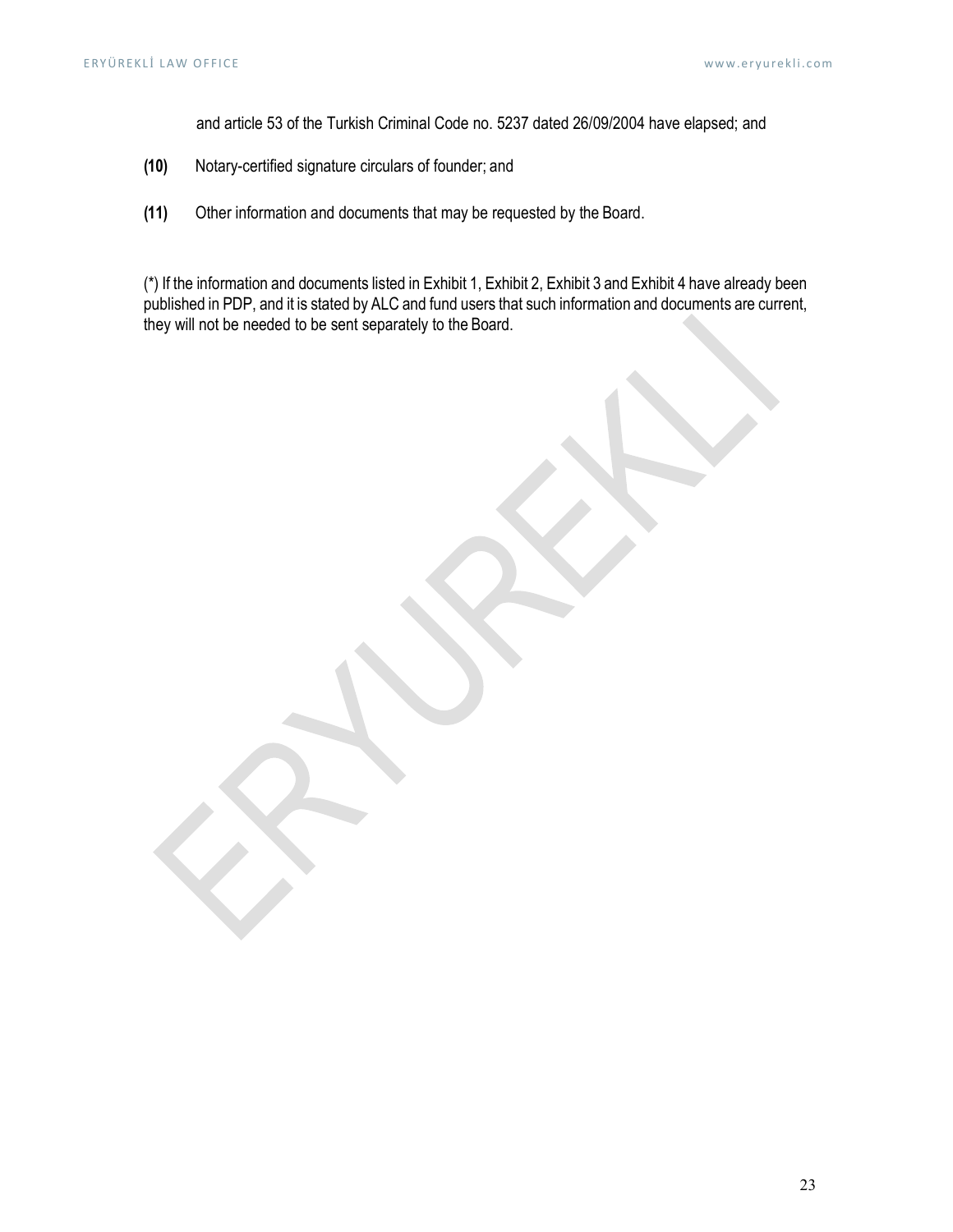and article 53 of the Turkish Criminal Code no. 5237 dated 26/09/2004 have elapsed; and

**(10)** Notary-certified signature circulars of founder; and

**(11)** Other information and documents that may be requested by the Board.

(*) If the information and documents listed in Exhibit 1, Exhibit 2, Exhibit 3 and Exhibit 4 have already been published in PDP, and it is stated by ALC and fund users that such information and documents are current, they will not be needed to be sent separately to the Board.